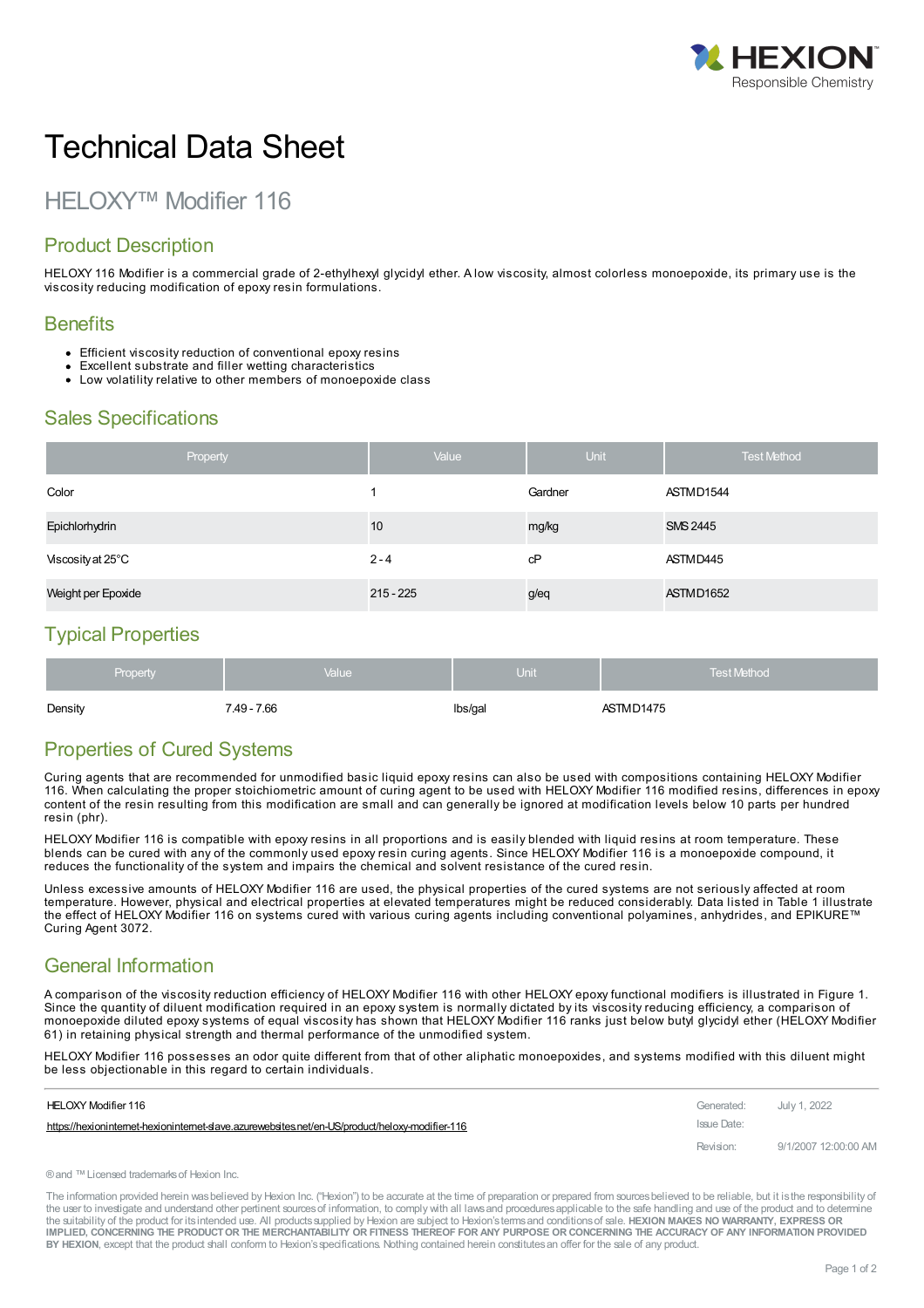# Technical Data Sheet

## HELOXY™ Modifier 116

## Product Description

HELOXY 116 Modifier is a commercial grade of 2-ethylhexyl glycidyl ether. A low viscosity, almost colorless monoepoxide, its primary use is the viscosity reducing modification of epoxy resin formulations.

## Benefits

- Efficient viscosity reduction of conventional epoxy resins
- Excellent substrate and filler wetting characteristics
- Low volatility relative to other members of monoepoxide class

## Sales Specifications

| Property | Value | Unit | Test Method |
|---|---|---|---|
| Color | 1 | Gardner | ASTM D1544 |
| Epichlorhydrin | 10 | mg/kg | SMS 2445 |
| Viscosity at 25°C | 2 - 4 | cP | ASTM D445 |
| Weight per Epoxide | 215 - 225 | g/eq | ASTM D1652 |

## Typical Properties

| Property | Value | Unit | Test Method |
|---|---|---|---|
| Density | 7.49 - 7.66 | lbs/gal | ASTM D1475 |

## Properties of Cured Systems

Curing agents that are recommended for unmodified basic liquid epoxy resins can also be used with compositions containing HELOXY Modifier 116. When calculating the proper stoichiometric amount of curing agent to be used with HELOXY Modifier 116 modified resins, differences in epoxy content of the resin resulting from this modification are small and can generally be ignored at modification levels below 10 parts per hundred resin (phr).

HELOXY Modifier 116 is compatible with epoxy resins in all proportions and is easily blended with liquid resins at room temperature. These blends can be cured with any of the commonly used epoxy resin curing agents. Since HELOXY Modifier 116 is a monoepoxide compound, it reduces the functionality of the system and impairs the chemical and solvent resistance of the cured resin.

Unless excessive amounts of HELOXY Modifier 116 are used, the physical properties of the cured systems are not seriously affected at room temperature. However, physical and electrical properties at elevated temperatures might be reduced considerably. Data listed in Table 1 illustrate the effect of HELOXY Modifier 116 on systems cured with various curing agents including conventional polyamines, anhydrides, and EPIKURE™ Curing Agent 3072.

## General Information

A comparison of the viscosity reduction efficiency of HELOXY Modifier 116 with other HELOXY epoxy functional modifiers is illustrated in Figure 1. Since the quantity of diluent modification required in an epoxy system is normally dictated by its viscosity reducing efficiency, a comparison of monoepoxide diluted epoxy systems of equal viscosity has shown that HELOXY Modifier 116 ranks just below butyl glycidyl ether (HELOXY Modifier 61) in retaining physical strength and thermal performance of the unmodified system.

HELOXY Modifier 116 possesses an odor quite different from that of other aliphatic monoepoxides, and systems modified with this diluent might be less objectionable in this regard to certain individuals.

HELOXY Modifier 116
https://hexioninternet-hexioninternet-slave.azurewebsites.net/en-US/product/heloxy-modifier-116

Generated: July 1, 2022
Issue Date:
Revision: 9/1/2007 12:00:00 AM

® and ™ Licensed trademarks of Hexion Inc.

The information provided herein was believed by Hexion Inc. ("Hexion") to be accurate at the time of preparation or prepared from sources believed to be reliable, but it is the responsibility of the user to investigate and understand other pertinent sources of information, to comply with all laws and procedures applicable to the safe handling and use of the product and to determine the suitability of the product for its intended use. All products supplied by Hexion are subject to Hexion's terms and conditions of sale. **HEXION MAKES NO WARRANTY, EXPRESS OR IMPLIED, CONCERNING THE PRODUCT OR THE MERCHANTABILITY OR FITNESS THEREOF FOR ANY PURPOSE OR CONCERNING THE ACCURACY OF ANY INFORMATION PROVIDED BY HEXION**, except that the product shall conform to Hexion's specifications. Nothing contained herein constitutes an offer for the sale of any product.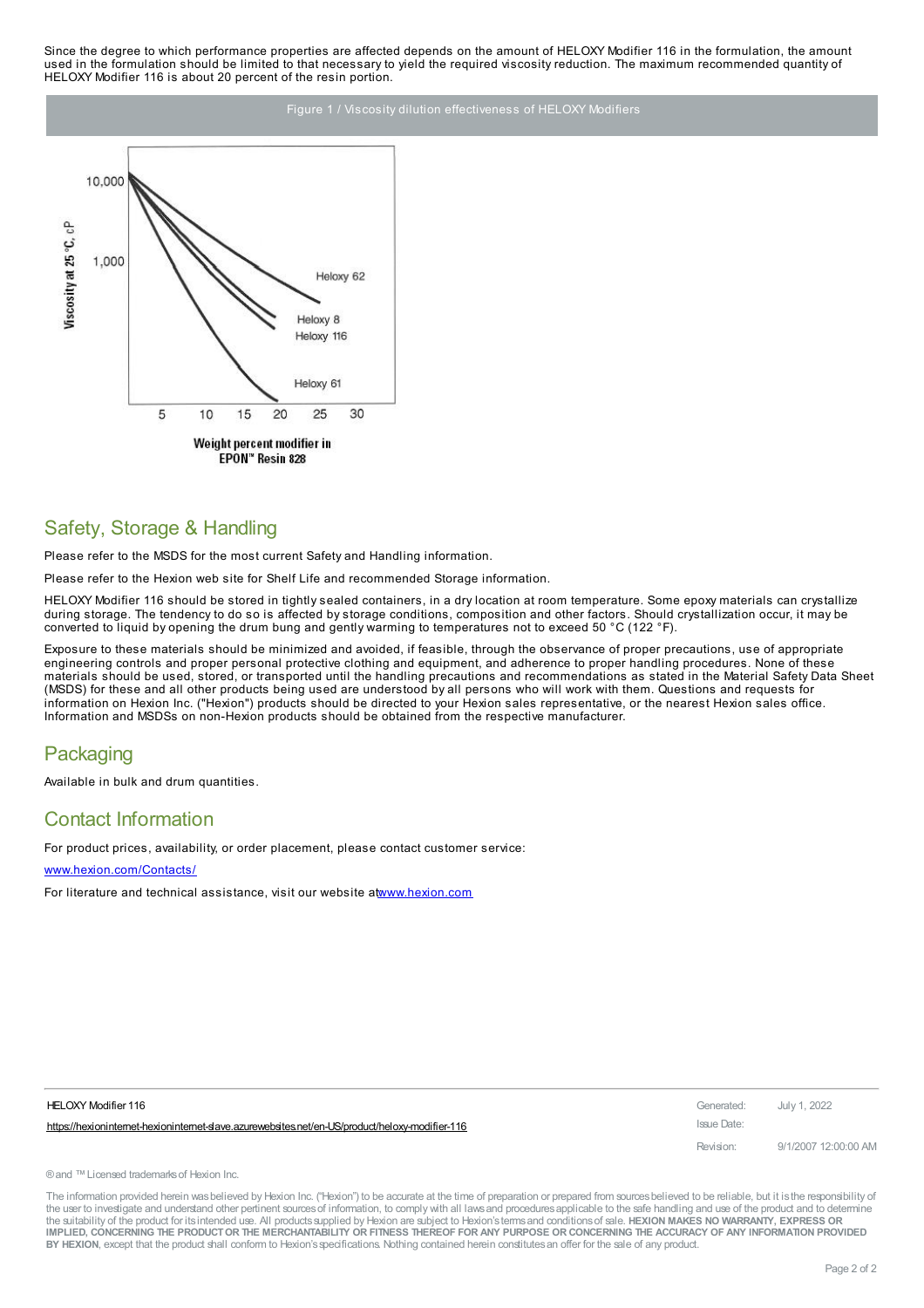Since the degree to which performance properties are affected depends on the amount of HELOXY Modifier 116 in the formulation, the amount used in the formulation should be limited to that necessary to yield the required viscosity reduction. The maximum recommended quantity of HELOXY Modifier 116 is about 20 percent of the resin portion.

Figure 1 / Viscosity dilution effectiveness of HELOXY Modifiers

Viscosity at 25 °C, cP

10,000

1,000

Heloxy 62

Heloxy 8

Heloxy 116

Heloxy 61

5 10 15 20 25 30

Weight percent modifier in EPON™ Resin 828

## Safety, Storage & Handling

Please refer to the MSDS for the most current Safety and Handling information.

Please refer to the Hexion web site for Shelf Life and recommended Storage information.

HELOXY Modifier 116 should be stored in tightly sealed containers, in a dry location at room temperature. Some epoxy materials can crystallize during storage. The tendency to do so is affected by storage conditions, composition and other factors. Should crystallization occur, it may be converted to liquid by opening the drum bung and gently warming to temperatures not to exceed 50 °C (122 °F).

Exposure to these materials should be minimized and avoided, if feasible, through the observance of proper precautions, use of appropriate engineering controls and proper personal protective clothing and equipment, and adherence to proper handling procedures. None of these materials should be used, stored, or transported until the handling precautions and recommendations as stated in the Material Safety Data Sheet (MSDS) for these and all other products being used are understood by all persons who will work with them. Questions and requests for information on Hexion Inc. ("Hexion") products should be directed to your Hexion sales representative, or the nearest Hexion sales office. Information and MSDSs on non-Hexion products should be obtained from the respective manufacturer.

## Packaging

Available in bulk and drum quantities.

## Contact Information

For product prices, availability, or order placement, please contact customer service:

[www.hexion.com/Contacts/](www.hexion.com/Contacts/)

For literature and technical assistance, visit our website at[www.hexion.com](www.hexion.com)

HELOXY Modifier 116

https://hexioninternet-hexioninternet-slave.azurewebsites.net/en-US/product/heloxy-modifier-116

Generated: July 1, 2022

Issue Date:

Revision: 9/1/2007 12:00:00 AM

® and ™ Licensed trademarks of Hexion Inc.

The information provided herein was believed by Hexion Inc. ("Hexion") to be accurate at the time of preparation or prepared from sources believed to be reliable, but it is the responsibility of the user to investigate and understand other pertinent sources of information, to comply with all laws and procedures applicable to the safe handling and use of the product and to determine the suitability of the product for its intended use. All products supplied by Hexion are subject to Hexion's terms and conditions of sale. **HEXION MAKES NO WARRANTY, EXPRESS OR IMPLIED, CONCERNING THE PRODUCT OR THE MERCHANTABILITY OR FITNESS THEREOF FOR ANY PURPOSE OR CONCERNING THE ACCURACY OF ANY INFORMATION PROVIDED BY HEXION**, except that the product shall conform to Hexion's specifications. Nothing contained herein constitutes an offer for the sale of any product.